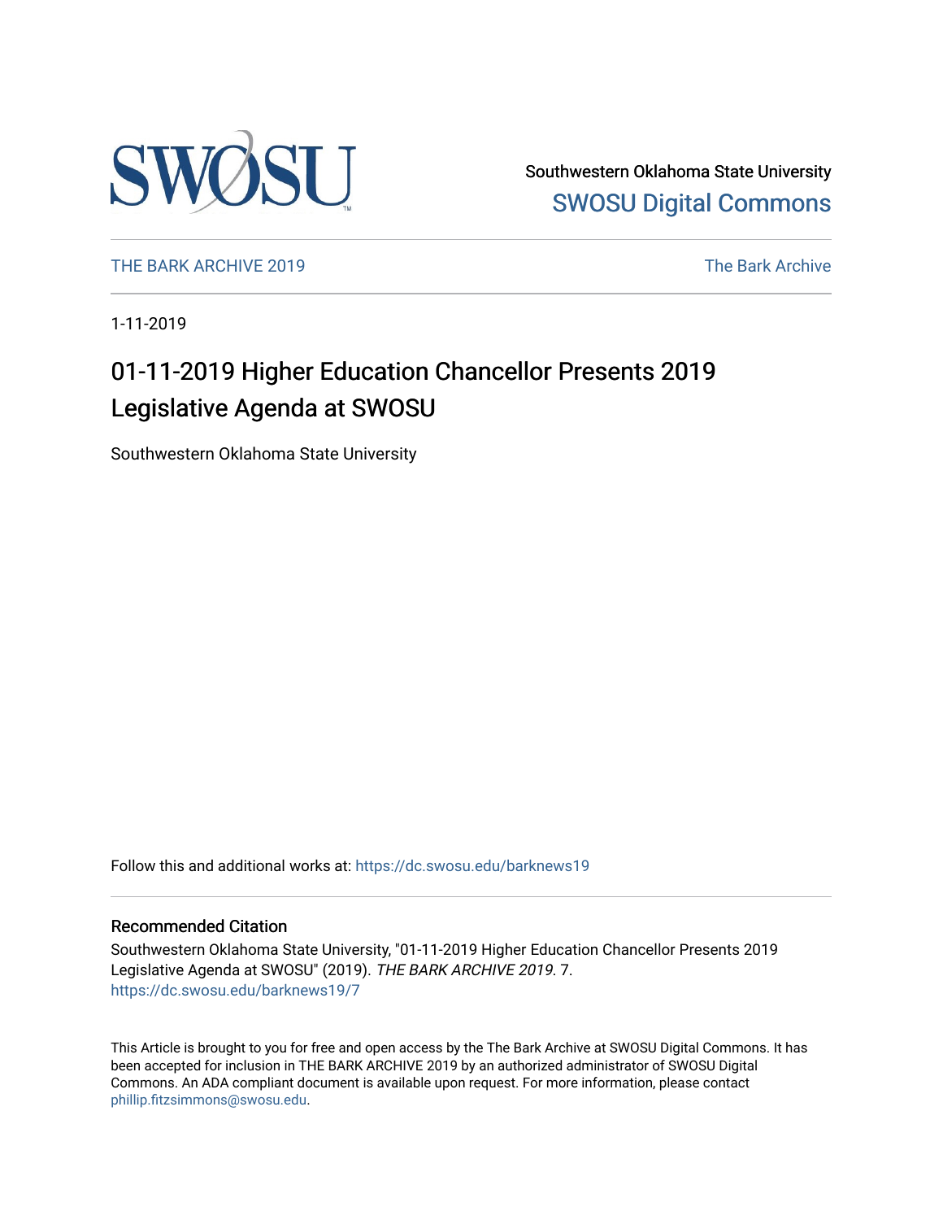Southwestern Oklahoma State University
SWOSU Digital Commons

THE BARK ARCHIVE 2019 | The Bark Archive

1-11-2019

# 01-11-2019 Higher Education Chancellor Presents 2019 Legislative Agenda at SWOSU

Southwestern Oklahoma State University

Follow this and additional works at: https://dc.swosu.edu/barknews19

## Recommended Citation

Southwestern Oklahoma State University, "01-11-2019 Higher Education Chancellor Presents 2019 Legislative Agenda at SWOSU" (2019). *THE BARK ARCHIVE 2019*. 7.
https://dc.swosu.edu/barknews19/7

This Article is brought to you for free and open access by the The Bark Archive at SWOSU Digital Commons. It has been accepted for inclusion in THE BARK ARCHIVE 2019 by an authorized administrator of SWOSU Digital Commons. An ADA compliant document is available upon request. For more information, please contact phillip.fitzsimmons@swosu.edu.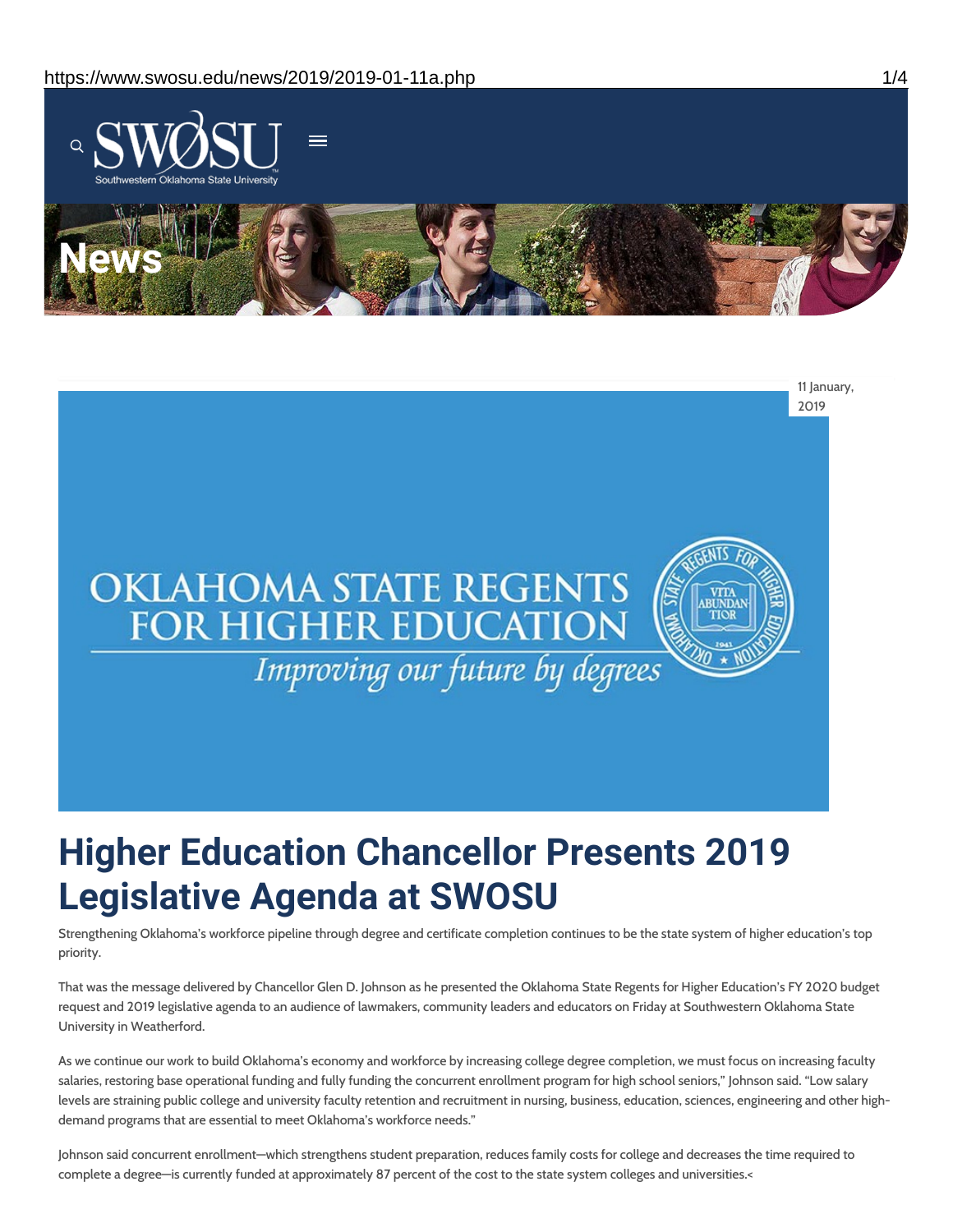11 January, 2019

# Higher Education Chancellor Presents 2019 Legislative Agenda at SWOSU

Strengthening Oklahoma's workforce pipeline through degree and certificate completion continues to be the state system of higher education's top priority.

That was the message delivered by Chancellor Glen D. Johnson as he presented the Oklahoma State Regents for Higher Education's FY 2020 budget request and 2019 legislative agenda to an audience of lawmakers, community leaders and educators on Friday at Southwestern Oklahoma State University in Weatherford.

As we continue our work to build Oklahoma's economy and workforce by increasing college degree completion, we must focus on increasing faculty salaries, restoring base operational funding and fully funding the concurrent enrollment program for high school seniors," Johnson said. "Low salary levels are straining public college and university faculty retention and recruitment in nursing, business, education, sciences, engineering and other high-demand programs that are essential to meet Oklahoma's workforce needs."

Johnson said concurrent enrollment—which strengthens student preparation, reduces family costs for college and decreases the time required to complete a degree—is currently funded at approximately 87 percent of the cost to the state system colleges and universities.<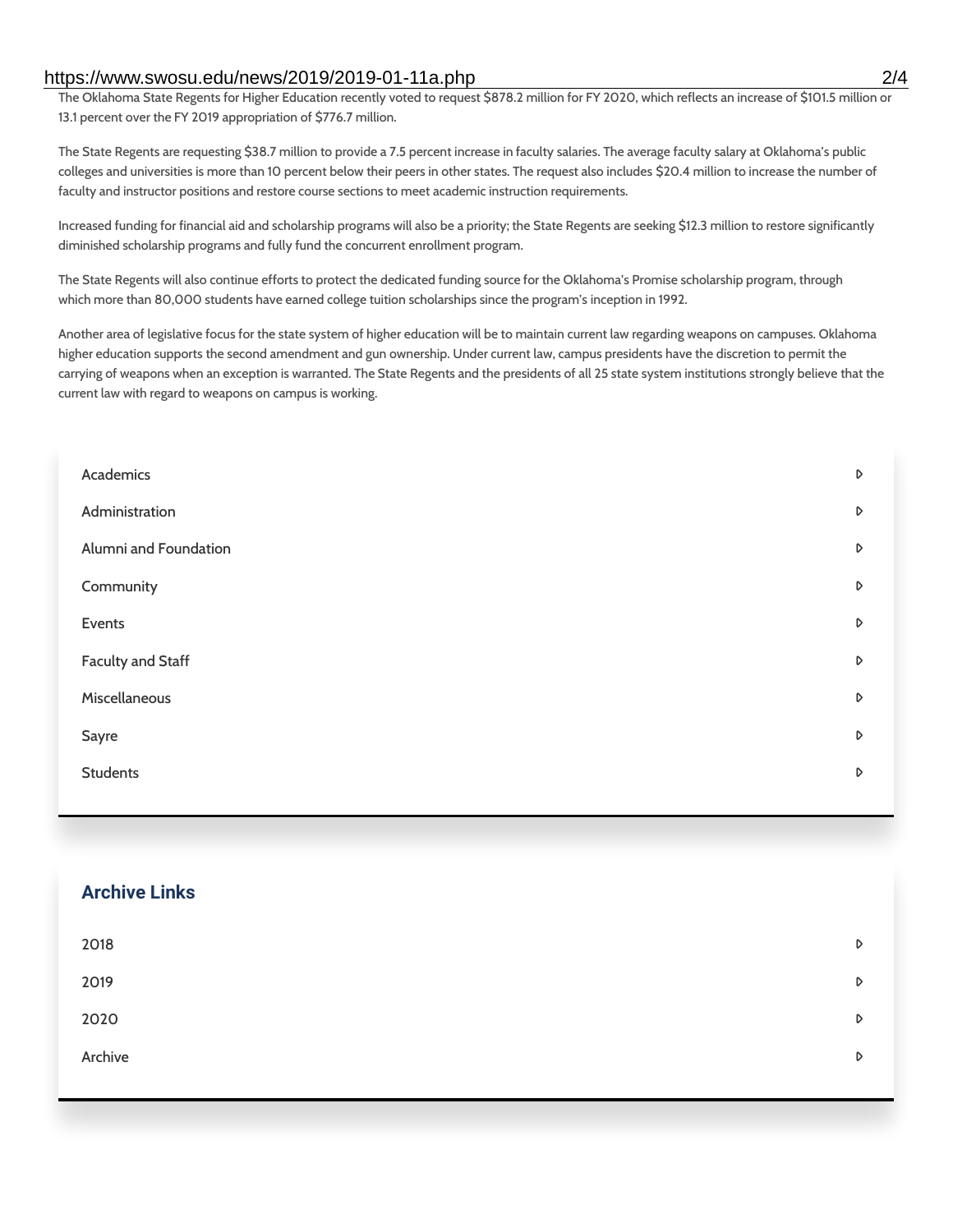The Oklahoma State Regents for Higher Education recently voted to request $878.2 million for FY 2020, which reflects an increase of $101.5 million or 13.1 percent over the FY 2019 appropriation of $776.7 million.

The State Regents are requesting $38.7 million to provide a 7.5 percent increase in faculty salaries. The average faculty salary at Oklahoma's public colleges and universities is more than 10 percent below their peers in other states. The request also includes $20.4 million to increase the number of faculty and instructor positions and restore course sections to meet academic instruction requirements.

Increased funding for financial aid and scholarship programs will also be a priority; the State Regents are seeking $12.3 million to restore significantly diminished scholarship programs and fully fund the concurrent enrollment program.

The State Regents will also continue efforts to protect the dedicated funding source for the Oklahoma's Promise scholarship program, through which more than 80,000 students have earned college tuition scholarships since the program's inception in 1992.

Another area of legislative focus for the state system of higher education will be to maintain current law regarding weapons on campuses. Oklahoma higher education supports the second amendment and gun ownership. Under current law, campus presidents have the discretion to permit the carrying of weapons when an exception is warranted. The State Regents and the presidents of all 25 state system institutions strongly believe that the current law with regard to weapons on campus is working.

- Academics
- Administration
- Alumni and Foundation
- Community
- Events
- Faculty and Staff
- Miscellaneous
- Sayre
- Students

## Archive Links

- 2018
- 2019
- 2020
- Archive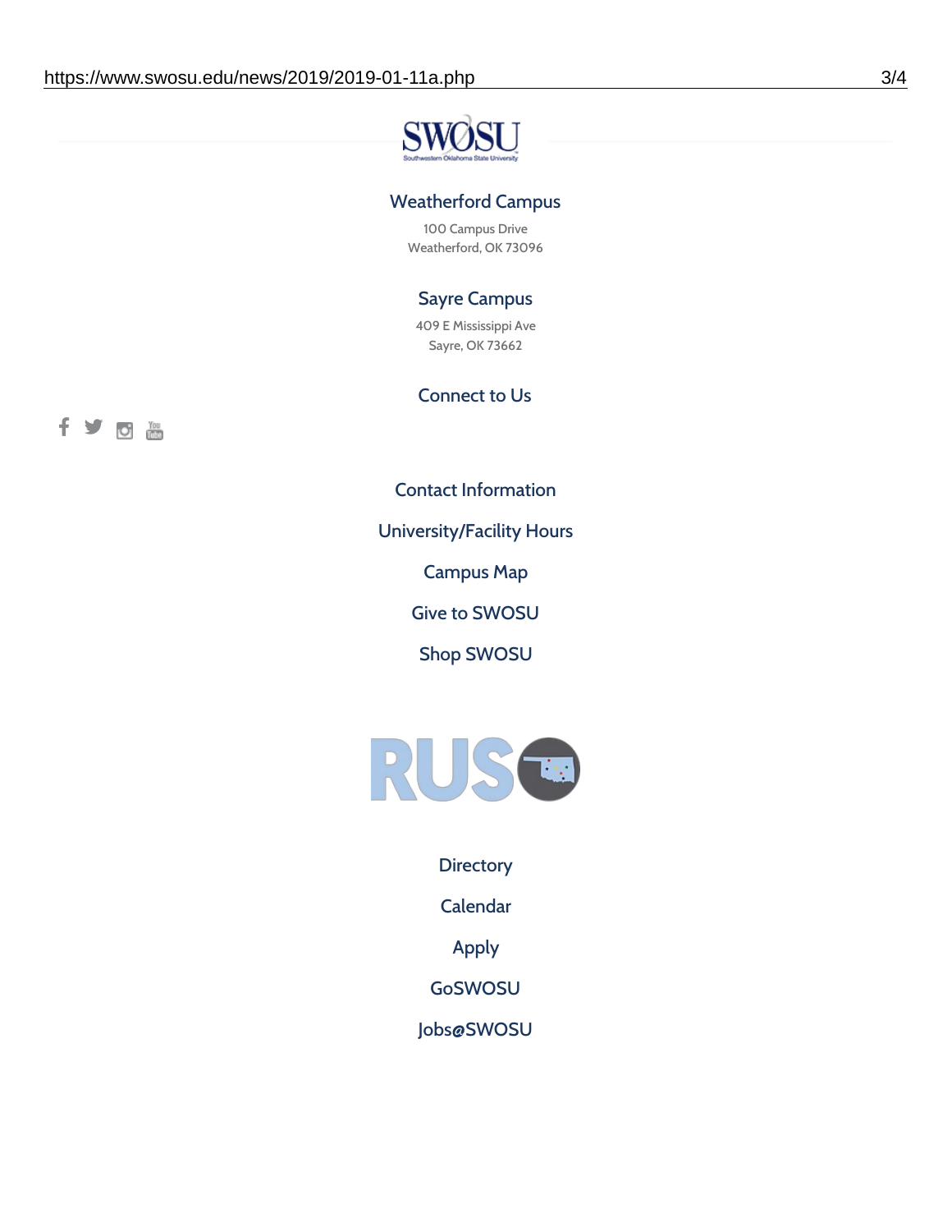## Weatherford Campus

100 Campus Drive
Weatherford, OK 73096

## Sayre Campus

409 E Mississippi Ave
Sayre, OK 73662

## Connect to Us

Contact Information

University/Facility Hours

Campus Map

Give to SWOSU

Shop SWOSU

Directory

Calendar

Apply

GoSWOSU

Jobs@SWOSU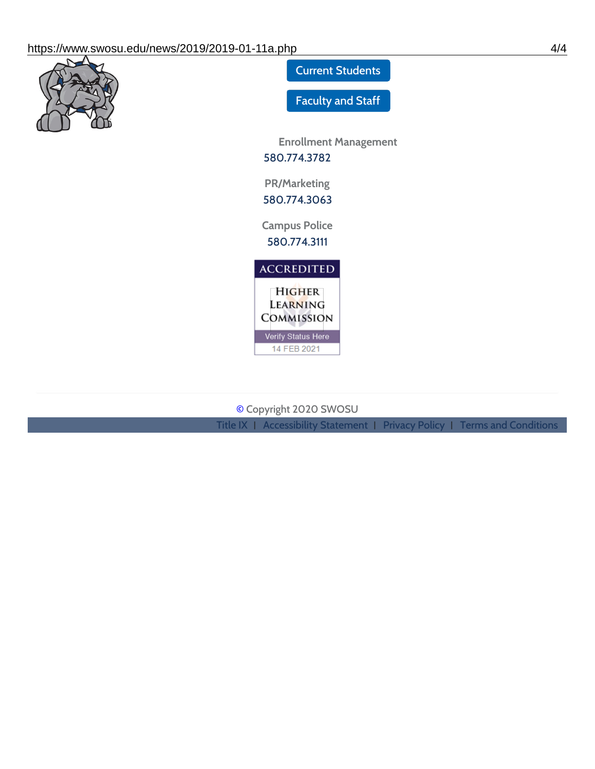Current Students

Faculty and Staff

Enrollment Management
580.774.3782

PR/Marketing
580.774.3063

Campus Police
580.774.3111

ACCREDITED

HIGHER LEARNING COMMISSION

Verify Status Here

14 FEB 2021

© Copyright 2020 SWOSU

Title IX | Accessibility Statement | Privacy Policy | Terms and Conditions